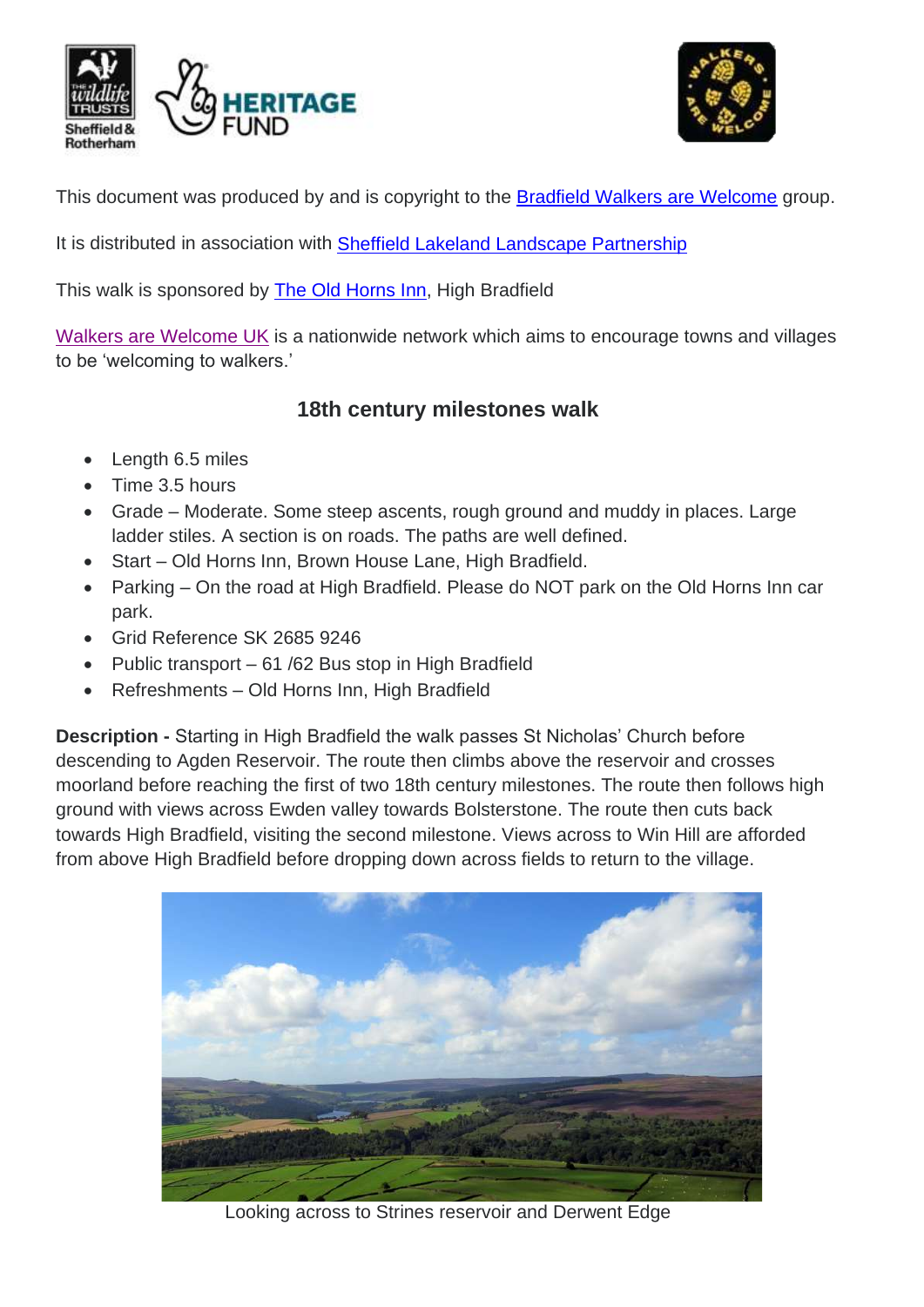This document was produced by and is copyright to the [Bradfield Walkers are Welcome]() group.

It is distributed in association with [Sheffield Lakeland Landscape Partnership]()

This walk is sponsored by [The Old Horns Inn](), High Bradfield

[Walkers are Welcome UK]() is a nationwide network which aims to encourage towns and villages to be 'welcoming to walkers.'

## 18th century milestones walk

- Length 6.5 miles
- Time 3.5 hours
- Grade – Moderate. Some steep ascents, rough ground and muddy in places. Large ladder stiles. A section is on roads. The paths are well defined.
- Start – Old Horns Inn, Brown House Lane, High Bradfield.
- Parking – On the road at High Bradfield. Please do NOT park on the Old Horns Inn car park.
- Grid Reference SK 2685 9246
- Public transport – 61 /62 Bus stop in High Bradfield
- Refreshments – Old Horns Inn, High Bradfield

**Description -** Starting in High Bradfield the walk passes St Nicholas' Church before descending to Agden Reservoir. The route then climbs above the reservoir and crosses moorland before reaching the first of two 18th century milestones. The route then follows high ground with views across Ewden valley towards Bolsterstone. The route then cuts back towards High Bradfield, visiting the second milestone. Views across to Win Hill are afforded from above High Bradfield before dropping down across fields to return to the village.

Looking across to Strines reservoir and Derwent Edge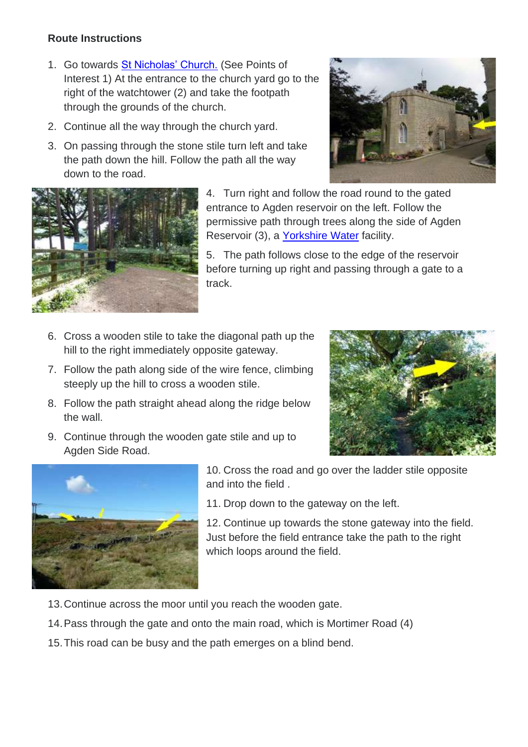**Route Instructions**

1. Go towards St Nicholas' Church. (See Points of Interest 1) At the entrance to the church yard go to the right of the watchtower (2) and take the footpath through the grounds of the church.
2. Continue all the way through the church yard.
3. On passing through the stone stile turn left and take the path down the hill. Follow the path all the way down to the road.
4. Turn right and follow the road round to the gated entrance to Agden reservoir on the left. Follow the permissive path through trees along the side of Agden Reservoir (3), a Yorkshire Water facility.
5. The path follows close to the edge of the reservoir before turning up right and passing through a gate to a track.
6. Cross a wooden stile to take the diagonal path up the hill to the right immediately opposite gateway.
7. Follow the path along side of the wire fence, climbing steeply up the hill to cross a wooden stile.
8. Follow the path straight ahead along the ridge below the wall.
9. Continue through the wooden gate stile and up to Agden Side Road.
10. Cross the road and go over the ladder stile opposite and into the field .
11. Drop down to the gateway on the left.
12. Continue up towards the stone gateway into the field. Just before the field entrance take the path to the right which loops around the field.
13. Continue across the moor until you reach the wooden gate.
14. Pass through the gate and onto the main road, which is Mortimer Road (4)
15. This road can be busy and the path emerges on a blind bend.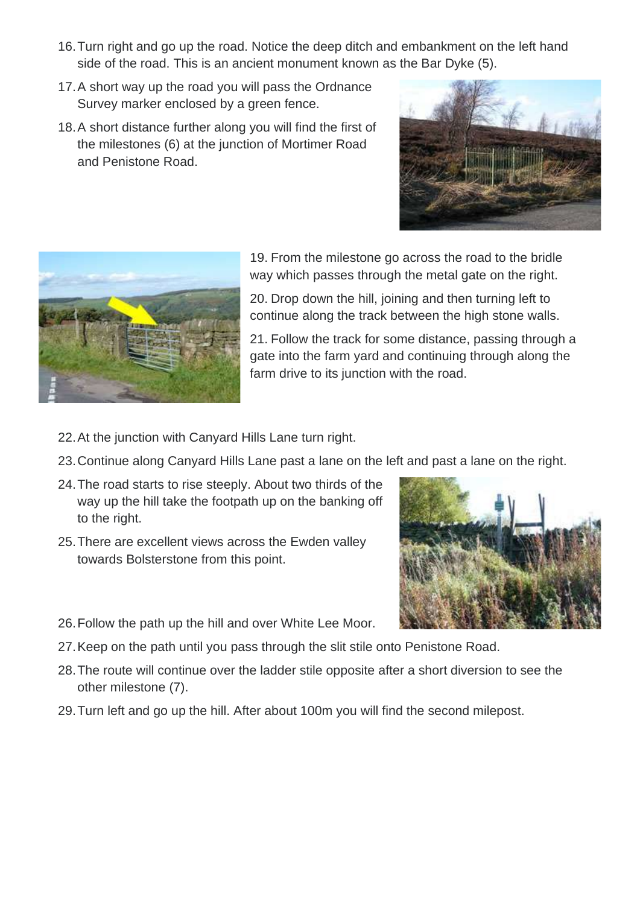16. Turn right and go up the road. Notice the deep ditch and embankment on the left hand side of the road. This is an ancient monument known as the Bar Dyke (5).
17. A short way up the road you will pass the Ordnance Survey marker enclosed by a green fence.
18. A short distance further along you will find the first of the milestones (6) at the junction of Mortimer Road and Penistone Road.
19. From the milestone go across the road to the bridle way which passes through the metal gate on the right.
20. Drop down the hill, joining and then turning left to continue along the track between the high stone walls.
21. Follow the track for some distance, passing through a gate into the farm yard and continuing through along the farm drive to its junction with the road.
22. At the junction with Canyard Hills Lane turn right.
23. Continue along Canyard Hills Lane past a lane on the left and past a lane on the right.
24. The road starts to rise steeply. About two thirds of the way up the hill take the footpath up on the banking off to the right.
25. There are excellent views across the Ewden valley towards Bolsterstone from this point.
26. Follow the path up the hill and over White Lee Moor.
27. Keep on the path until you pass through the slit stile onto Penistone Road.
28. The route will continue over the ladder stile opposite after a short diversion to see the other milestone (7).
29. Turn left and go up the hill. After about 100m you will find the second milepost.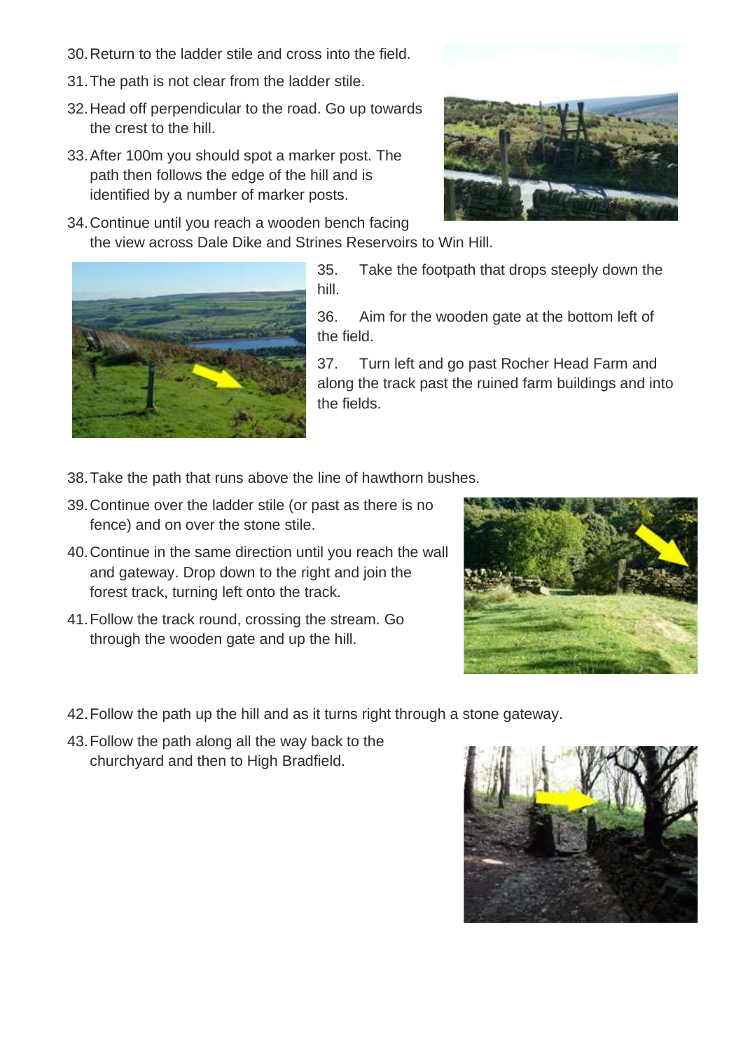30. Return to the ladder stile and cross into the field.
31. The path is not clear from the ladder stile.
32. Head off perpendicular to the road. Go up towards the crest to the hill.
33. After 100m you should spot a marker post. The path then follows the edge of the hill and is identified by a number of marker posts.
34. Continue until you reach a wooden bench facing the view across Dale Dike and Strines Reservoirs to Win Hill.
35. Take the footpath that drops steeply down the hill.
36. Aim for the wooden gate at the bottom left of the field.
37. Turn left and go past Rocher Head Farm and along the track past the ruined farm buildings and into the fields.
38. Take the path that runs above the line of hawthorn bushes.
39. Continue over the ladder stile (or past as there is no fence) and on over the stone stile.
40. Continue in the same direction until you reach the wall and gateway. Drop down to the right and join the forest track, turning left onto the track.
41. Follow the track round, crossing the stream. Go through the wooden gate and up the hill.
42. Follow the path up the hill and as it turns right through a stone gateway.
43. Follow the path along all the way back to the churchyard and then to High Bradfield.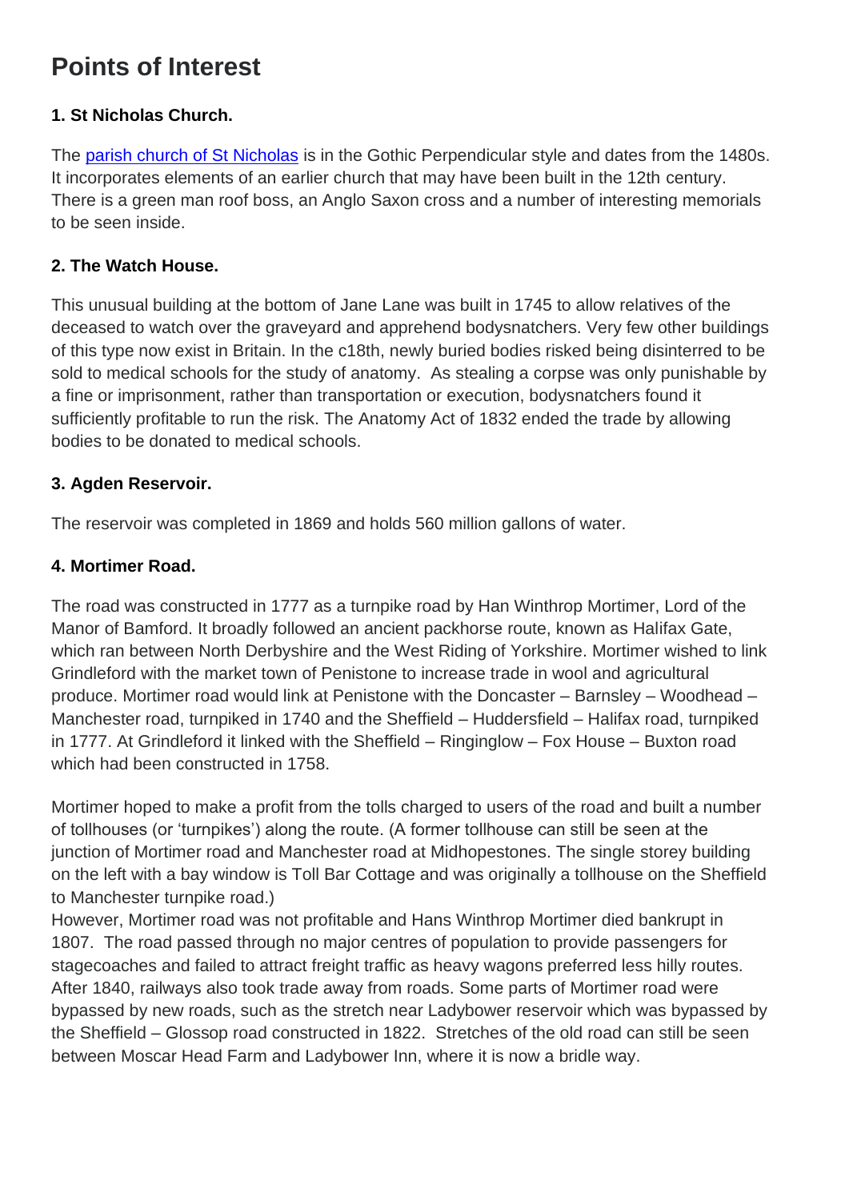# Points of Interest

### 1. St Nicholas Church.

The [parish church of St Nicholas](#) is in the Gothic Perpendicular style and dates from the 1480s. It incorporates elements of an earlier church that may have been built in the 12th century. There is a green man roof boss, an Anglo Saxon cross and a number of interesting memorials to be seen inside.

### 2. The Watch House.

This unusual building at the bottom of Jane Lane was built in 1745 to allow relatives of the deceased to watch over the graveyard and apprehend bodysnatchers. Very few other buildings of this type now exist in Britain. In the c18th, newly buried bodies risked being disinterred to be sold to medical schools for the study of anatomy. As stealing a corpse was only punishable by a fine or imprisonment, rather than transportation or execution, bodysnatchers found it sufficiently profitable to run the risk. The Anatomy Act of 1832 ended the trade by allowing bodies to be donated to medical schools.

### 3. Agden Reservoir.

The reservoir was completed in 1869 and holds 560 million gallons of water.

### 4. Mortimer Road.

The road was constructed in 1777 as a turnpike road by Han Winthrop Mortimer, Lord of the Manor of Bamford. It broadly followed an ancient packhorse route, known as Halifax Gate, which ran between North Derbyshire and the West Riding of Yorkshire. Mortimer wished to link Grindleford with the market town of Penistone to increase trade in wool and agricultural produce. Mortimer road would link at Penistone with the Doncaster – Barnsley – Woodhead – Manchester road, turnpiked in 1740 and the Sheffield – Huddersfield – Halifax road, turnpiked in 1777. At Grindleford it linked with the Sheffield – Ringinglow – Fox House – Buxton road which had been constructed in 1758.

Mortimer hoped to make a profit from the tolls charged to users of the road and built a number of tollhouses (or 'turnpikes') along the route. (A former tollhouse can still be seen at the junction of Mortimer road and Manchester road at Midhopestones. The single storey building on the left with a bay window is Toll Bar Cottage and was originally a tollhouse on the Sheffield to Manchester turnpike road.)
However, Mortimer road was not profitable and Hans Winthrop Mortimer died bankrupt in 1807. The road passed through no major centres of population to provide passengers for stagecoaches and failed to attract freight traffic as heavy wagons preferred less hilly routes. After 1840, railways also took trade away from roads. Some parts of Mortimer road were bypassed by new roads, such as the stretch near Ladybower reservoir which was bypassed by the Sheffield – Glossop road constructed in 1822. Stretches of the old road can still be seen between Moscar Head Farm and Ladybower Inn, where it is now a bridle way.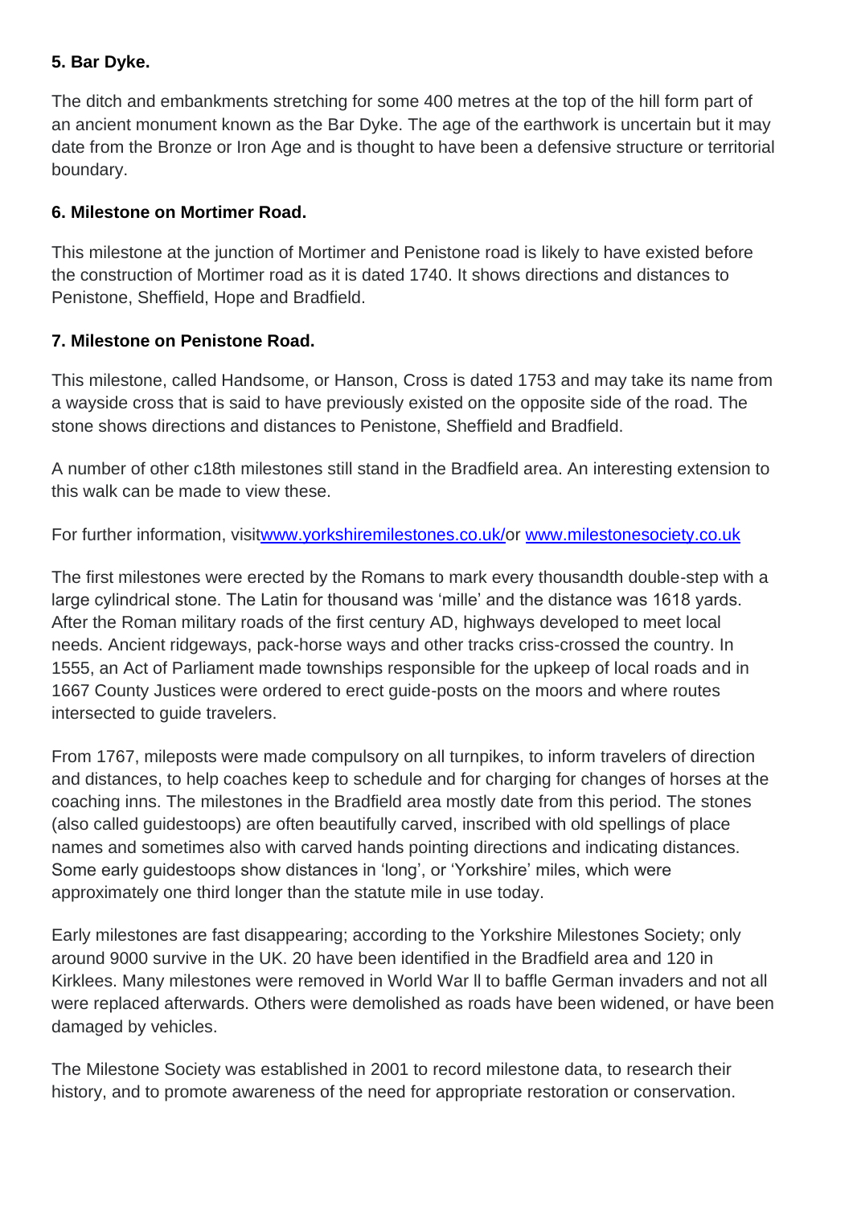**5. Bar Dyke.**

The ditch and embankments stretching for some 400 metres at the top of the hill form part of an ancient monument known as the Bar Dyke. The age of the earthwork is uncertain but it may date from the Bronze or Iron Age and is thought to have been a defensive structure or territorial boundary.

**6. Milestone on Mortimer Road.**

This milestone at the junction of Mortimer and Penistone road is likely to have existed before the construction of Mortimer road as it is dated 1740. It shows directions and distances to Penistone, Sheffield, Hope and Bradfield.

**7. Milestone on Penistone Road.**

This milestone, called Handsome, or Hanson, Cross is dated 1753 and may take its name from a wayside cross that is said to have previously existed on the opposite side of the road. The stone shows directions and distances to Penistone, Sheffield and Bradfield.

A number of other c18th milestones still stand in the Bradfield area. An interesting extension to this walk can be made to view these.

For further information, visit[www.yorkshiremilestones.co.uk/](http://www.yorkshiremilestones.co.uk/)or [www.milestonesociety.co.uk](http://www.milestonesociety.co.uk)

The first milestones were erected by the Romans to mark every thousandth double-step with a large cylindrical stone. The Latin for thousand was 'mille' and the distance was 1618 yards. After the Roman military roads of the first century AD, highways developed to meet local needs. Ancient ridgeways, pack-horse ways and other tracks criss-crossed the country. In 1555, an Act of Parliament made townships responsible for the upkeep of local roads and in 1667 County Justices were ordered to erect guide-posts on the moors and where routes intersected to guide travelers.

From 1767, mileposts were made compulsory on all turnpikes, to inform travelers of direction and distances, to help coaches keep to schedule and for charging for changes of horses at the coaching inns. The milestones in the Bradfield area mostly date from this period. The stones (also called guidestoops) are often beautifully carved, inscribed with old spellings of place names and sometimes also with carved hands pointing directions and indicating distances. Some early guidestoops show distances in 'long', or 'Yorkshire' miles, which were approximately one third longer than the statute mile in use today.

Early milestones are fast disappearing; according to the Yorkshire Milestones Society; only around 9000 survive in the UK. 20 have been identified in the Bradfield area and 120 in Kirklees. Many milestones were removed in World War ll to baffle German invaders and not all were replaced afterwards. Others were demolished as roads have been widened, or have been damaged by vehicles.

The Milestone Society was established in 2001 to record milestone data, to research their history, and to promote awareness of the need for appropriate restoration or conservation.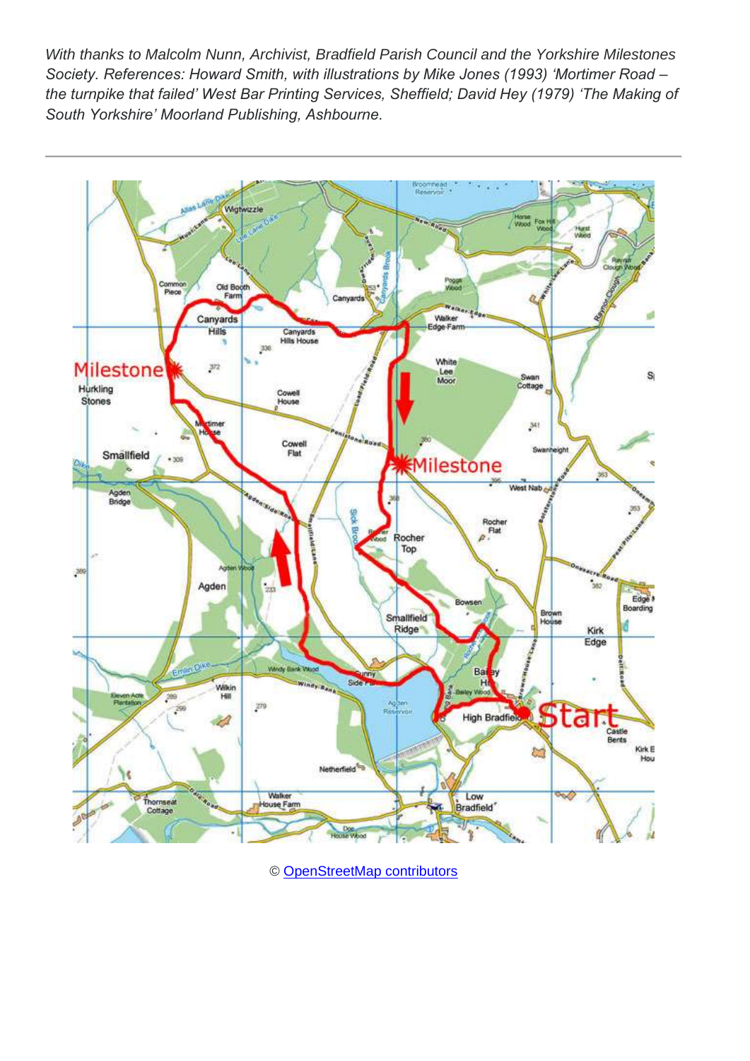*With thanks to Malcolm Nunn, Archivist, Bradfield Parish Council and the Yorkshire Milestones Society. References: Howard Smith, with illustrations by Mike Jones (1993) 'Mortimer Road – the turnpike that failed' West Bar Printing Services, Sheffield; David Hey (1979) 'The Making of South Yorkshire' Moorland Publishing, Ashbourne.*

---

© OpenStreetMap contributors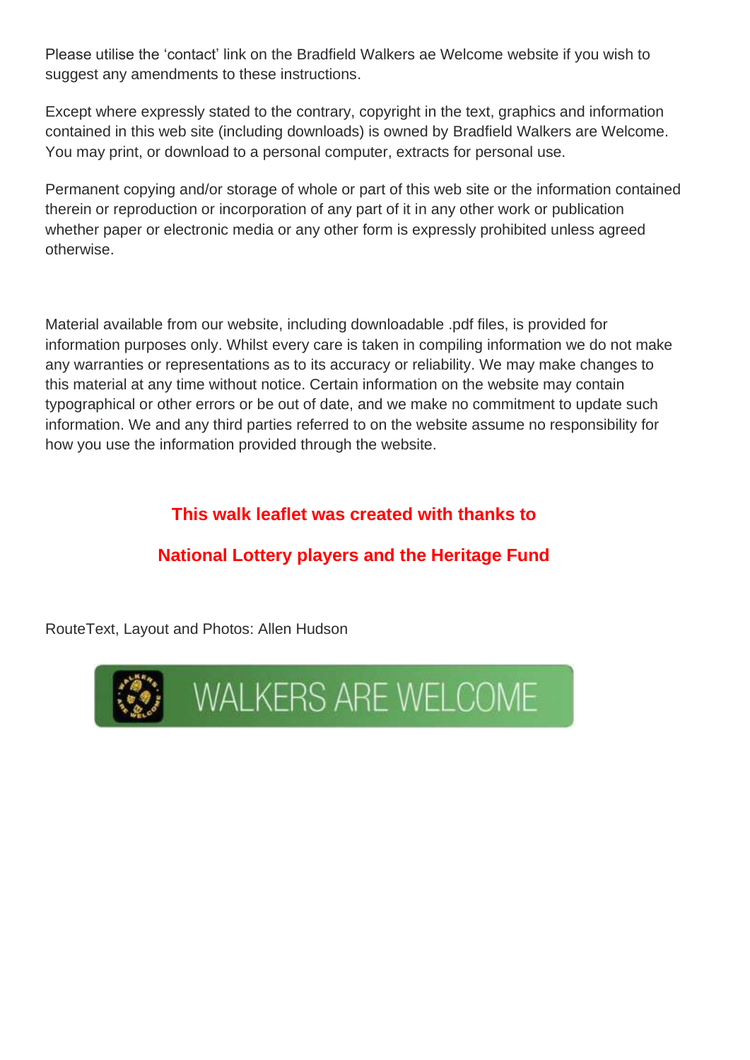Please utilise the ‘contact’ link on the Bradfield Walkers ae Welcome website if you wish to suggest any amendments to these instructions.

Except where expressly stated to the contrary, copyright in the text, graphics and information contained in this web site (including downloads) is owned by Bradfield Walkers are Welcome. You may print, or download to a personal computer, extracts for personal use.

Permanent copying and/or storage of whole or part of this web site or the information contained therein or reproduction or incorporation of any part of it in any other work or publication whether paper or electronic media or any other form is expressly prohibited unless agreed otherwise.

Material available from our website, including downloadable .pdf files, is provided for information purposes only. Whilst every care is taken in compiling information we do not make any warranties or representations as to its accuracy or reliability. We may make changes to this material at any time without notice. Certain information on the website may contain typographical or other errors or be out of date, and we make no commitment to update such information. We and any third parties referred to on the website assume no responsibility for how you use the information provided through the website.

**This walk leaflet was created with thanks to**

**National Lottery players and the Heritage Fund**

RouteText, Layout and Photos: Allen Hudson

WALKERS ARE WELCOME